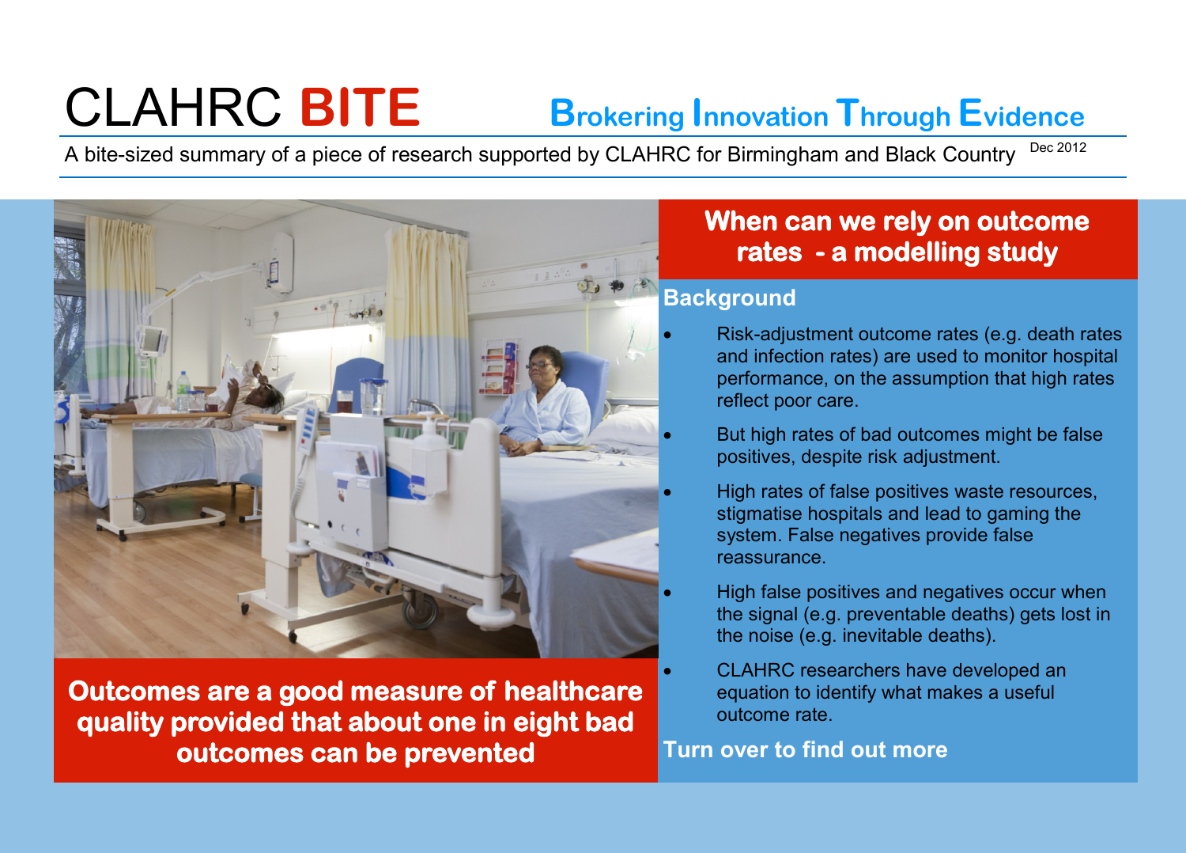# CLAHRC BITE

**Brokering Innovation Through Evidence**

A bite-sized summary of a piece of research supported by CLAHRC for Birmingham and Black Country Dec 2012

**Outcomes are a good measure of healthcare quality provided that about one in eight bad outcomes can be prevented**

## When can we rely on outcome rates - a modelling study

### Background

- Risk-adjustment outcome rates (e.g. death rates and infection rates) are used to monitor hospital performance, on the assumption that high rates reflect poor care.
- But high rates of bad outcomes might be false positives, despite risk adjustment.
- High rates of false positives waste resources, stigmatise hospitals and lead to gaming the system. False negatives provide false reassurance.
- High false positives and negatives occur when the signal (e.g. preventable deaths) gets lost in the noise (e.g. inevitable deaths).
- CLAHRC researchers have developed an equation to identify what makes a useful outcome rate.

**Turn over to find out more**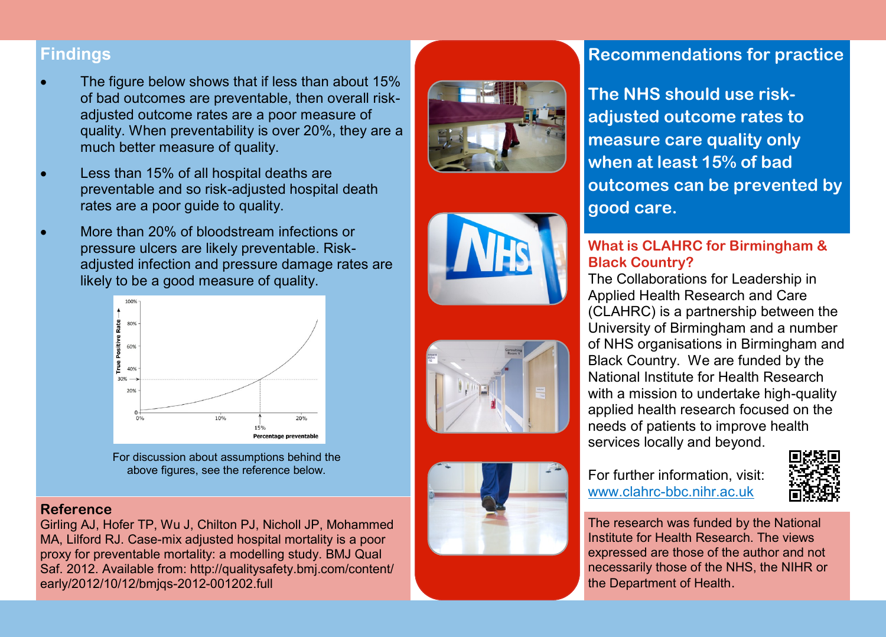## Findings

- The figure below shows that if less than about 15% of bad outcomes are preventable, then overall risk-adjusted outcome rates are a poor measure of quality. When preventability is over 20%, they are a much better measure of quality.
- Less than 15% of all hospital deaths are preventable and so risk-adjusted hospital death rates are a poor guide to quality.
- More than 20% of bloodstream infections or pressure ulcers are likely preventable. Risk-adjusted infection and pressure damage rates are likely to be a good measure of quality.

True Positive Rate

100%
80%
60%
40%
30%
20%
0

0%
10%
15%
20%

Percentage preventable

For discussion about assumptions behind the above figures, see the reference below.

### Reference

Girling AJ, Hofer TP, Wu J, Chilton PJ, Nicholl JP, Mohammed MA, Lilford RJ. Case-mix adjusted hospital mortality is a poor proxy for preventable mortality: a modelling study. BMJ Qual Saf. 2012. Available from: http://qualitysafety.bmj.com/content/early/2012/10/12/bmjqs-2012-001202.full

## Recommendations for practice

**The NHS should use risk-adjusted outcome rates to measure care quality only when at least 15% of bad outcomes can be prevented by good care.**

### What is CLAHRC for Birmingham & Black Country?

The Collaborations for Leadership in Applied Health Research and Care (CLAHRC) is a partnership between the University of Birmingham and a number of NHS organisations in Birmingham and Black Country. We are funded by the National Institute for Health Research with a mission to undertake high-quality applied health research focused on the needs of patients to improve health services locally and beyond.

For further information, visit: www.clahrc-bbc.nihr.ac.uk

The research was funded by the National Institute for Health Research. The views expressed are those of the author and not necessarily those of the NHS, the NIHR or the Department of Health.